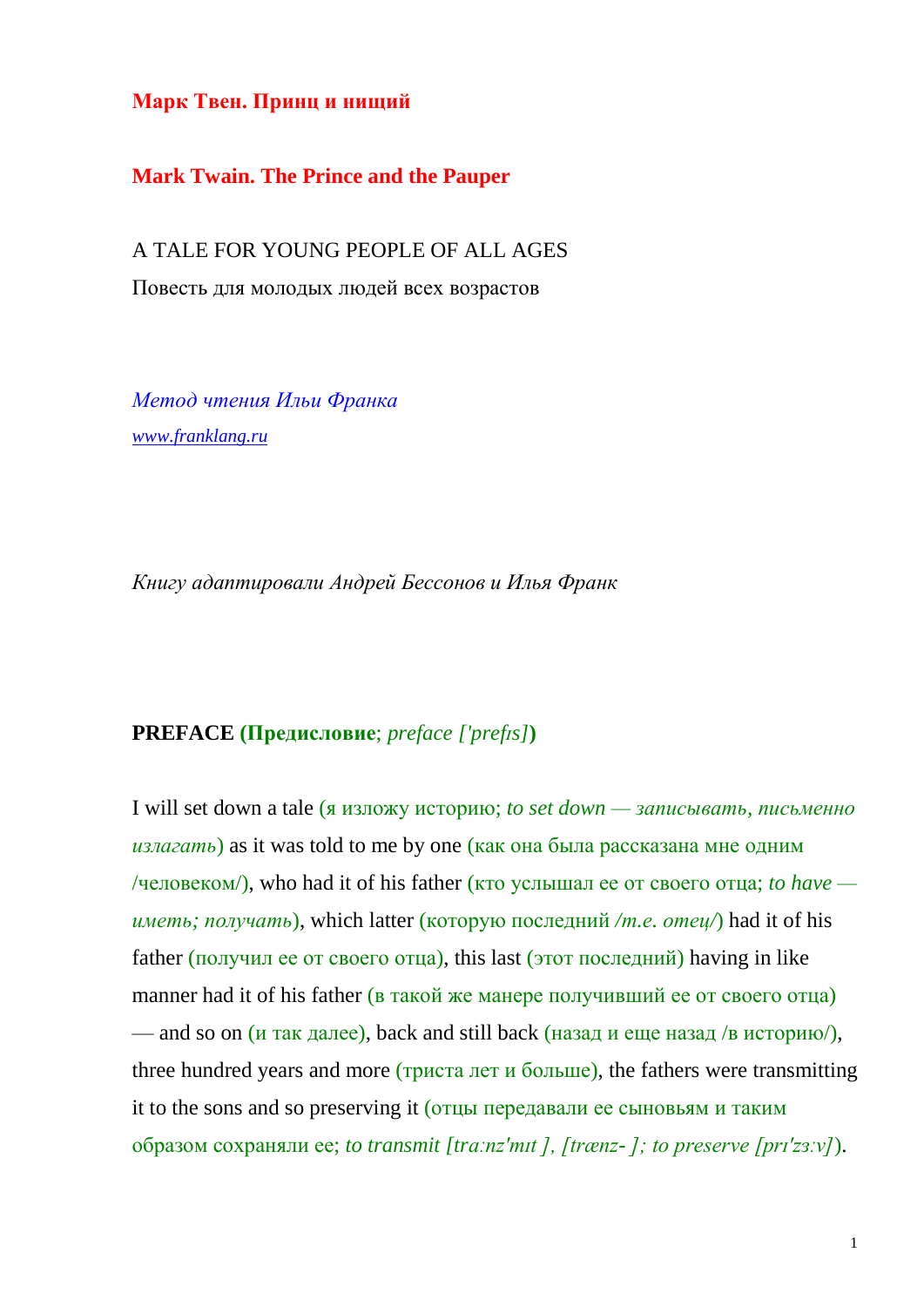**Марк Твен. Принц и нищий**

**Mark Twain. The Prince and the Pauper**

A TALE FOR YOUNG PEOPLE OF ALL AGES

Повесть для молодых людей всех возрастов

*Метод чтения Ильи Франка*

*www.franklang.ru*

*Книгу адаптировали Андрей Бессонов и Илья Франк*

**PREFACE (Предисловие**; *preface ['prefɪs]***)**

I will set down a tale (я изложу историю; *to set down — записывать, письменно излагать*) as it was told to me by one (как она была рассказана мне одним /человеком/), who had it of his father (кто услышал ее от своего отца; *to have — иметь; получать*), which latter (которую последний */т.е. отец/*) had it of his father (получил ее от своего отца), this last (этот последний) having in like manner had it of his father (в такой же манере получивший ее от своего отца) — and so on (и так далее), back and still back (назад и еще назад /в историю/), three hundred years and more (триста лет и больше), the fathers were transmitting it to the sons and so preserving it (отцы передавали ее сыновьям и таким образом сохраняли ее; *to transmit [trɑːnz'mɪt ], [trænz- ]; to preserve [prɪ'zɜːv]*).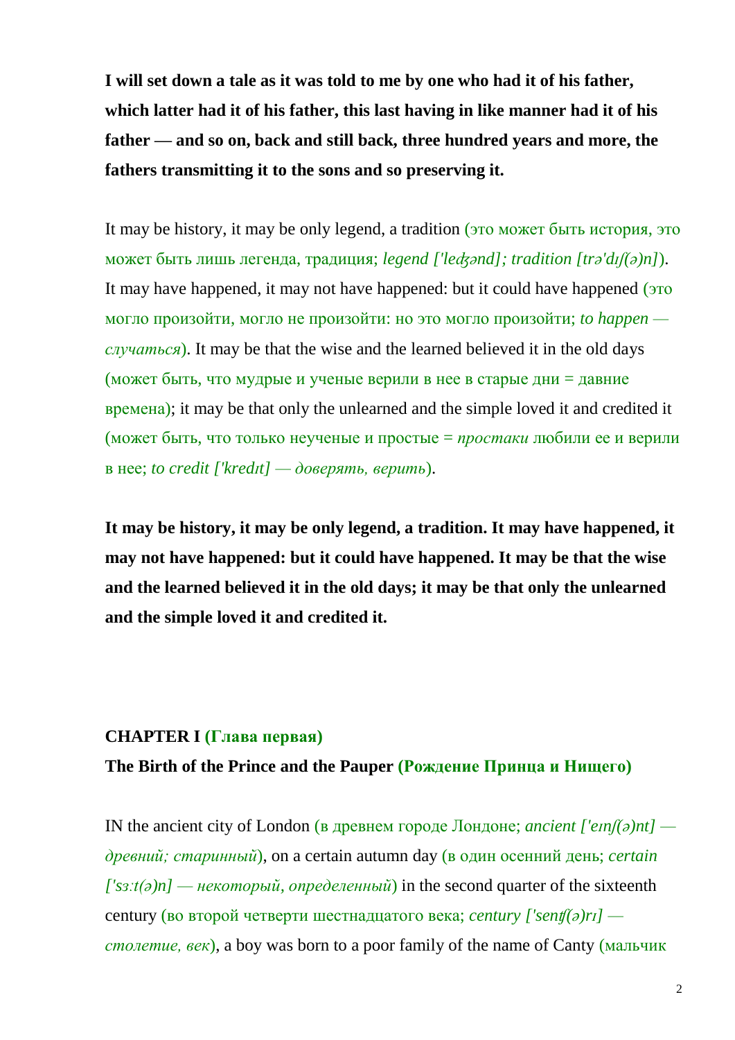**I will set down a tale as it was told to me by one who had it of his father, which latter had it of his father, this last having in like manner had it of his father — and so on, back and still back, three hundred years and more, the fathers transmitting it to the sons and so preserving it.**

It may be history, it may be only legend, a tradition (это может быть история, это может быть лишь легенда, традиция; *legend ['ledʒənd]; tradition [trə'dɪʃ(ə)n]*). It may have happened, it may not have happened: but it could have happened (это могло произойти, могло не произойти: но это могло произойти; *to happen — случаться*). It may be that the wise and the learned believed it in the old days (может быть, что мудрые и ученые верили в нее в старые дни = давние времена); it may be that only the unlearned and the simple loved it and credited it (может быть, что только неученые и простые = *простаки* любили ее и верили в нее; *to credit ['kredɪt] — доверять, верить*).

**It may be history, it may be only legend, a tradition. It may have happened, it may not have happened: but it could have happened. It may be that the wise and the learned believed it in the old days; it may be that only the unlearned and the simple loved it and credited it.**

## CHAPTER I (Глава первая)

### The Birth of the Prince and the Pauper (Рождение Принца и Нищего)

IN the ancient city of London (в древнем городе Лондоне; *ancient ['eɪnʃ(ə)nt] — древний; старинный*), on a certain autumn day (в один осенний день; *certain ['sɜːt(ə)n] — некоторый, определенный*) in the second quarter of the sixteenth century (во второй четверти шестнадцатого века; *century ['senʧ(ə)rɪ] — столетие, век*), a boy was born to a poor family of the name of Canty (мальчик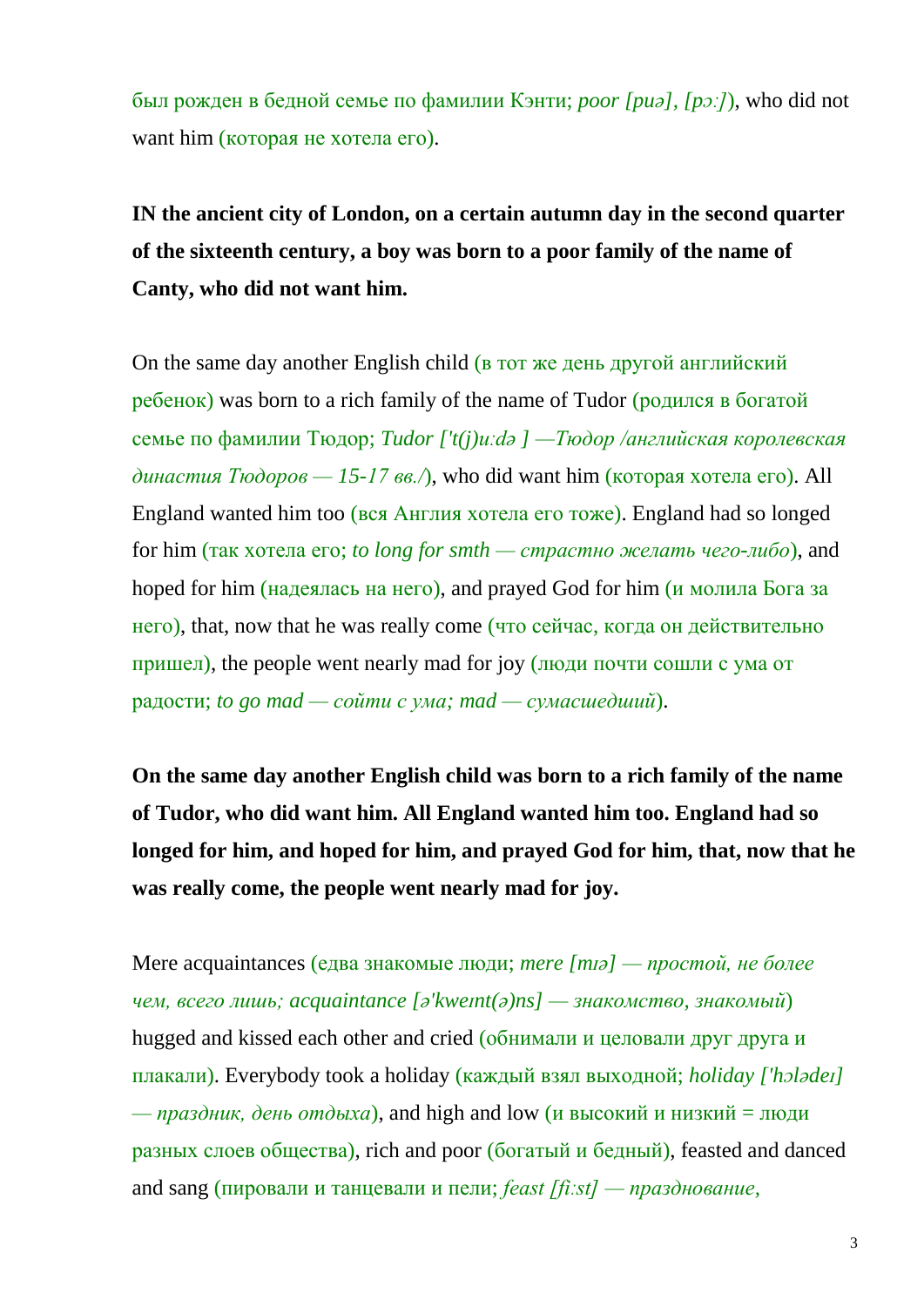был рожден в бедной семье по фамилии Кэнти; *poor [puə], [pɔ:]*), who did not want him (которая не хотела его).

**IN the ancient city of London, on a certain autumn day in the second quarter of the sixteenth century, a boy was born to a poor family of the name of Canty, who did not want him.**

On the same day another English child (в тот же день другой английский ребенок) was born to a rich family of the name of Tudor (родился в богатой семье по фамилии Тюдор; *Tudor ['t(j)u:də ] —Тюдор /английская королевская династия Тюдоров — 15-17 вв./*), who did want him (которая хотела его). All England wanted him too (вся Англия хотела его тоже). England had so longed for him (так хотела его; *to long for smth — страстно желать чего-либо*), and hoped for him (надеялась на него), and prayed God for him (и молила Бога за него), that, now that he was really come (что сейчас, когда он действительно пришел), the people went nearly mad for joy (люди почти сошли с ума от радости; *to go mad — сойти с ума; mad — сумасшедший*).

**On the same day another English child was born to a rich family of the name of Tudor, who did want him. All England wanted him too. England had so longed for him, and hoped for him, and prayed God for him, that, now that he was really come, the people went nearly mad for joy.**

Mere acquaintances (едва знакомые люди; *mere [mɪə] — простой, не более чем, всего лишь; acquaintance [ə'kweɪnt(ə)ns] — знакомство, знакомый*) hugged and kissed each other and cried (обнимали и целовали друг друга и плакали). Everybody took a holiday (каждый взял выходной; *holiday ['hɔlədeɪ] — праздник, день отдыха*), and high and low (и высокий и низкий = люди разных слоев общества), rich and poor (богатый и бедный), feasted and danced and sang (пировали и танцевали и пели; *feast [fi:st] — празднование,*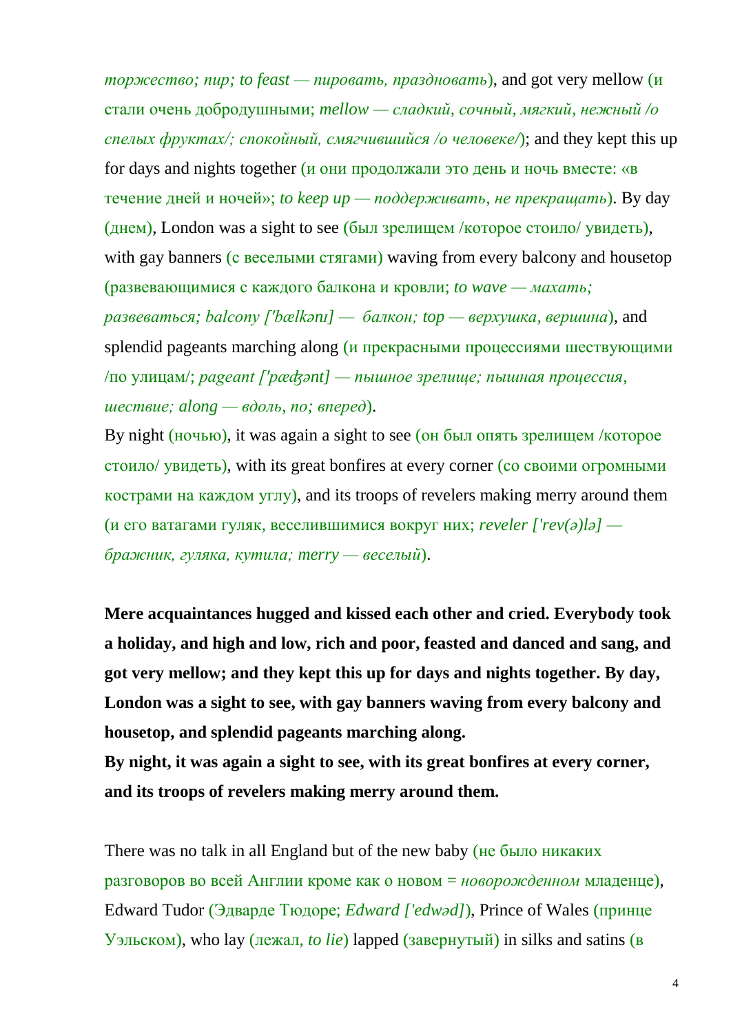*торжество; пир; to feast — пировать, праздновать*), and got very mellow (и стали очень добродушными; *mellow — сладкий, сочный, мягкий, нежный /о спелых фруктах/; спокойный, смягчившийся /о человеке/*); and they kept this up for days and nights together (и они продолжали это день и ночь вместе: «в течение дней и ночей»; *to keep up — поддерживать, не прекращать*). By day (днем), London was a sight to see (был зрелищем /которое стоило/ увидеть), with gay banners (с веселыми стягами) waving from every balcony and housetop (развевающимися с каждого балкона и кровли; *to wave — махать; развеваться; balcony ['bælkənɪ] — балкон; top — верхушка, вершина*), and splendid pageants marching along (и прекрасными процессиями шествующими /по улицам/; *pageant ['pæʤənt] — пышное зрелище; пышная процессия, шествие; along — вдоль, по; вперед*).

By night (ночью), it was again a sight to see (он был опять зрелищем /которое стоило/ увидеть), with its great bonfires at every corner (со своими огромными кострами на каждом углу), and its troops of revelers making merry around them (и его ватагами гуляк, веселившимися вокруг них; *reveler ['rev(ə)lə] — бражник, гуляка, кутила; merry — веселый*).

**Mere acquaintances hugged and kissed each other and cried. Everybody took a holiday, and high and low, rich and poor, feasted and danced and sang, and got very mellow; and they kept this up for days and nights together. By day, London was a sight to see, with gay banners waving from every balcony and housetop, and splendid pageants marching along.**
**By night, it was again a sight to see, with its great bonfires at every corner, and its troops of revelers making merry around them.**

There was no talk in all England but of the new baby (не было никаких разговоров во всей Англии кроме как о новом = *новорожденном* младенце), Edward Tudor (Эдварде Тюдоре; *Edward ['edwəd]*), Prince of Wales (принце Уэльском), who lay (лежал, *to lie*) lapped (завернутый) in silks and satins (в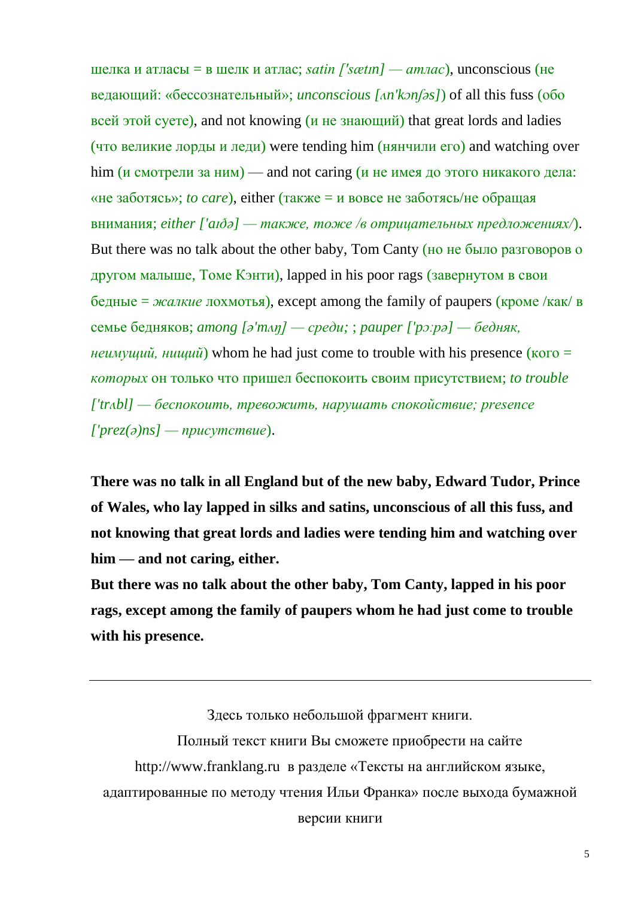шелка и атласы = в шелк и атлас; *satin ['sætın] — атлас*), unconscious (не ведающий: «бессознательный»; *unconscious [ʌn'kɔnʃəs]*) of all this fuss (обо всей этой суете), and not knowing (и не знающий) that great lords and ladies (что великие лорды и леди) were tending him (нянчили его) and watching over him (и смотрели за ним) — and not caring (и не имея до этого никакого дела: «не заботясь»; *to care*), either (также = и вовсе не заботясь/не обращая внимания; *either ['aıðə] — также, тоже /в отрицательных предложениях/*). But there was no talk about the other baby, Tom Canty (но не было разговоров о другом малыше, Томе Кэнти), lapped in his poor rags (завернутом в свои бедные = *жалкие* лохмотья), except among the family of paupers (кроме /как/ в семье бедняков; *among [ə'mʌŋ] — среди;* ; *pauper ['pɔ:pə] — бедняк, неимущий, нищий*) whom he had just come to trouble with his presence (кого = *которых* он только что пришел беспокоить своим присутствием; *to trouble ['trʌbl] — беспокоить, тревожить, нарушать спокойствие; presence ['prez(ə)ns] — присутствие*).

**There was no talk in all England but of the new baby, Edward Tudor, Prince of Wales, who lay lapped in silks and satins, unconscious of all this fuss, and not knowing that great lords and ladies were tending him and watching over him — and not caring, either.**
**But there was no talk about the other baby, Tom Canty, lapped in his poor rags, except among the family of paupers whom he had just come to trouble with his presence.**

---

Здесь только небольшой фрагмент книги.
Полный текст книги Вы сможете приобрести на сайте http://www.franklang.ru в разделе «Тексты на английском языке, адаптированные по методу чтения Ильи Франка» после выхода бумажной версии книги